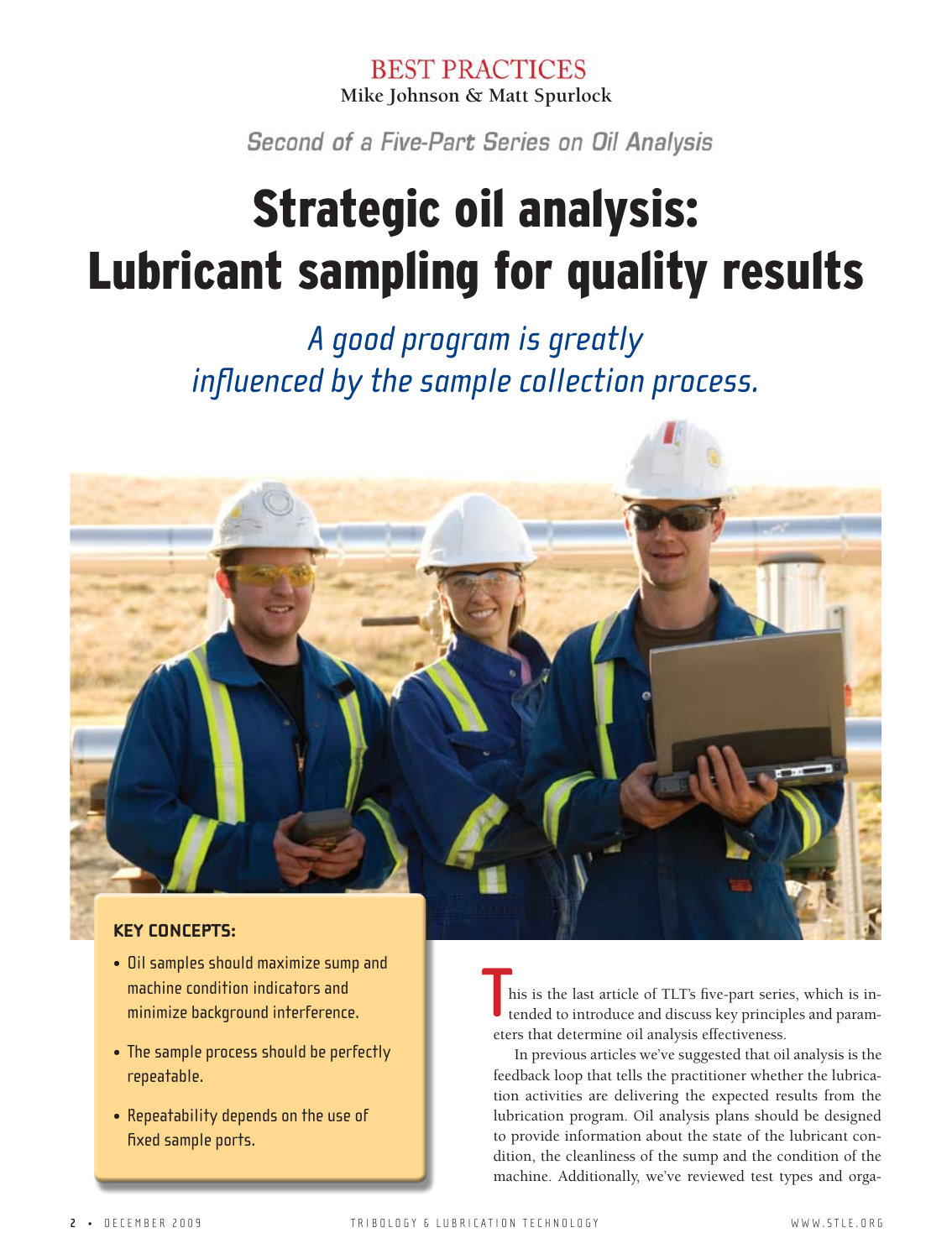BEST PRACTICES

**Mike Johnson & Matt Spurlock**

*Second of a Five-Part Series on Oil Analysis*

# Strategic oil analysis: Lubricant sampling for quality results

*A good program is greatly influenced by the sample collection process.*

**KEY CONCEPTS:**

- Oil samples should maximize sump and machine condition indicators and minimize background interference.
- The sample process should be perfectly repeatable.
- Repeatability depends on the use of fixed sample ports.

This is the last article of TLT's five-part series, which is intended to introduce and discuss key principles and parameters that determine oil analysis effectiveness.

In previous articles we've suggested that oil analysis is the feedback loop that tells the practitioner whether the lubrication activities are delivering the expected results from the lubrication program. Oil analysis plans should be designed to provide information about the state of the lubricant condition, the cleanliness of the sump and the condition of the machine. Additionally, we've reviewed test types and orga-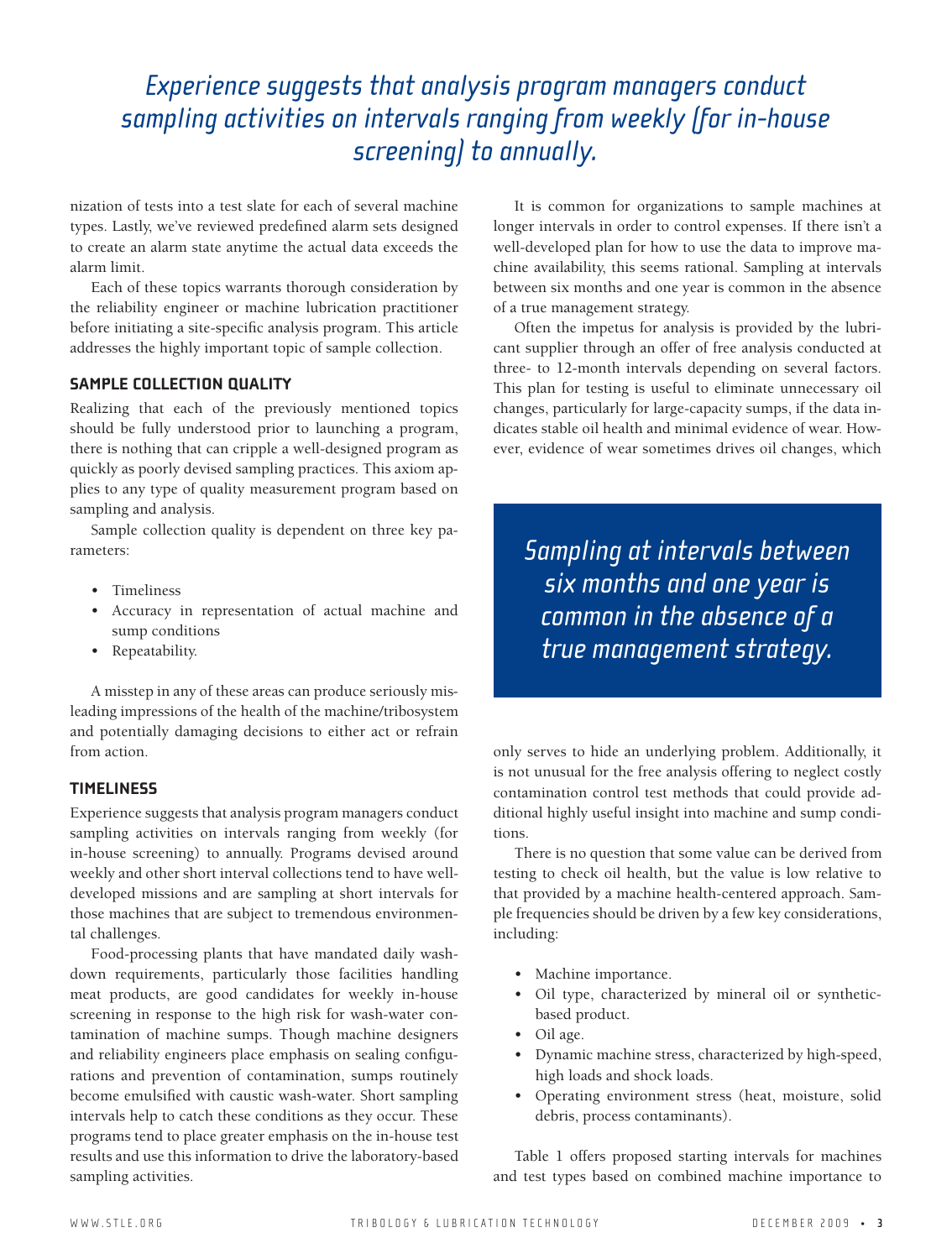*Experience suggests that analysis program managers conduct sampling activities on intervals ranging from weekly (for in-house screening) to annually.*

nization of tests into a test slate for each of several machine types. Lastly, we've reviewed predefined alarm sets designed to create an alarm state anytime the actual data exceeds the alarm limit.

Each of these topics warrants thorough consideration by the reliability engineer or machine lubrication practitioner before initiating a site-specific analysis program. This article addresses the highly important topic of sample collection.

### SAMPLE COLLECTION QUALITY

Realizing that each of the previously mentioned topics should be fully understood prior to launching a program, there is nothing that can cripple a well-designed program as quickly as poorly devised sampling practices. This axiom applies to any type of quality measurement program based on sampling and analysis.

Sample collection quality is dependent on three key parameters:

- Timeliness
- Accuracy in representation of actual machine and sump conditions
- Repeatability.

A misstep in any of these areas can produce seriously misleading impressions of the health of the machine/tribosystem and potentially damaging decisions to either act or refrain from action.

### TIMELINESS

Experience suggests that analysis program managers conduct sampling activities on intervals ranging from weekly (for in-house screening) to annually. Programs devised around weekly and other short interval collections tend to have well-developed missions and are sampling at short intervals for those machines that are subject to tremendous environmental challenges.

Food-processing plants that have mandated daily wash-down requirements, particularly those facilities handling meat products, are good candidates for weekly in-house screening in response to the high risk for wash-water contamination of machine sumps. Though machine designers and reliability engineers place emphasis on sealing configurations and prevention of contamination, sumps routinely become emulsified with caustic wash-water. Short sampling intervals help to catch these conditions as they occur. These programs tend to place greater emphasis on the in-house test results and use this information to drive the laboratory-based sampling activities.

It is common for organizations to sample machines at longer intervals in order to control expenses. If there isn't a well-developed plan for how to use the data to improve machine availability, this seems rational. Sampling at intervals between six months and one year is common in the absence of a true management strategy.

Often the impetus for analysis is provided by the lubricant supplier through an offer of free analysis conducted at three- to 12-month intervals depending on several factors. This plan for testing is useful to eliminate unnecessary oil changes, particularly for large-capacity sumps, if the data indicates stable oil health and minimal evidence of wear. However, evidence of wear sometimes drives oil changes, which only serves to hide an underlying problem. Additionally, it is not unusual for the free analysis offering to neglect costly contamination control test methods that could provide additional highly useful insight into machine and sump conditions.

*Sampling at intervals between six months and one year is common in the absence of a true management strategy.*

There is no question that some value can be derived from testing to check oil health, but the value is low relative to that provided by a machine health-centered approach. Sample frequencies should be driven by a few key considerations, including:

- Machine importance.
- Oil type, characterized by mineral oil or synthetic-based product.
- Oil age.
- Dynamic machine stress, characterized by high-speed, high loads and shock loads.
- Operating environment stress (heat, moisture, solid debris, process contaminants).

Table 1 offers proposed starting intervals for machines and test types based on combined machine importance to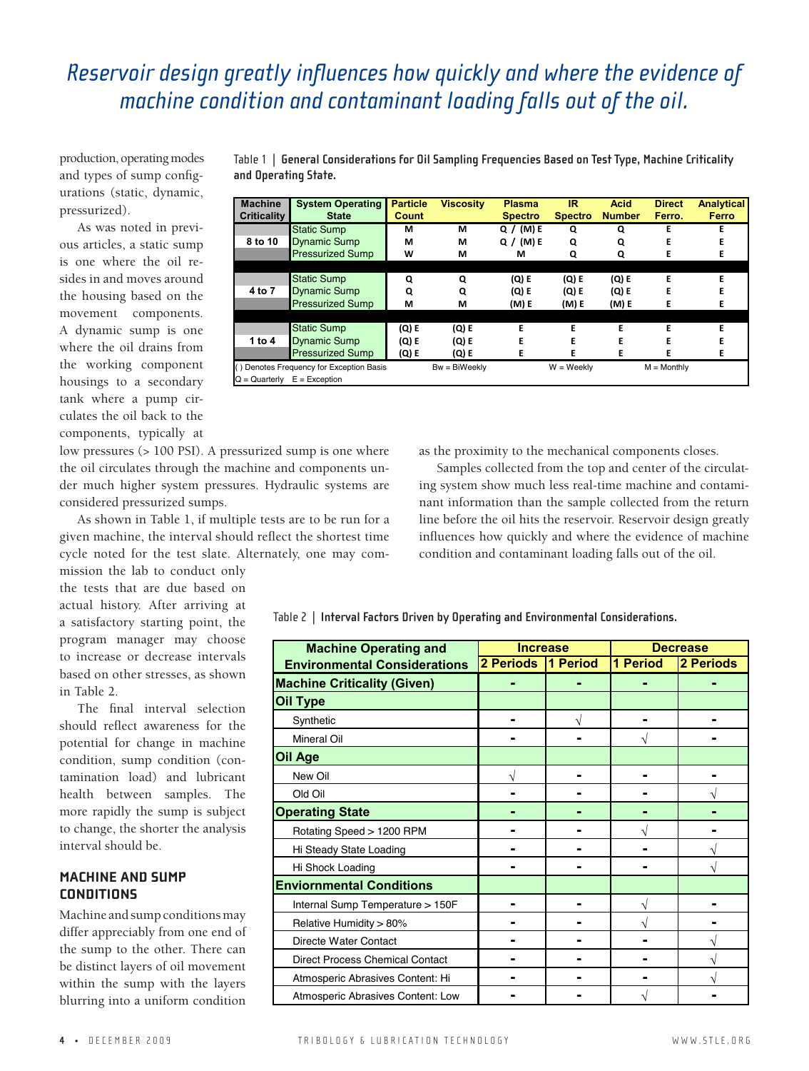*Reservoir design greatly influences how quickly and where the evidence of machine condition and contaminant loading falls out of the oil.*

production, operating modes and types of sump configurations (static, dynamic, pressurized).

As was noted in previous articles, a static sump is one where the oil resides in and moves around the housing based on the movement components. A dynamic sump is one where the oil drains from the working component housings to a secondary tank where a pump circulates the oil back to the components, typically at low pressures (> 100 PSI). A pressurized sump is one where the oil circulates through the machine and components under much higher system pressures. Hydraulic systems are considered pressurized sumps.

As shown in Table 1, if multiple tests are to be run for a given machine, the interval should reflect the shortest time cycle noted for the test slate. Alternately, one may commission the lab to conduct only the tests that are due based on actual history. After arriving at a satisfactory starting point, the program manager may choose to increase or decrease intervals based on other stresses, as shown in Table 2.

The final interval selection should reflect awareness for the potential for change in machine condition, sump condition (contamination load) and lubricant health between samples. The more rapidly the sump is subject to change, the shorter the analysis interval should be.

Table 1 | **General Considerations for Oil Sampling Frequencies Based on Test Type, Machine Criticality and Operating State.**

| Machine Criticality | System Operating State | Particle Count | Viscosity | Plasma Spectro | IR Spectro | Acid Number | Direct Ferro. | Analytical Ferro |
|---|---|---|---|---|---|---|---|---|
| 8 to 10 | Static Sump | M | M | Q / (M) E | Q | Q | E | E |
| | Dynamic Sump | M | M | Q / (M) E | Q | Q | E | E |
| | Pressurized Sump | W | M | M | Q | Q | E | E |
| 4 to 7 | Static Sump | Q | Q | (Q) E | (Q) E | (Q) E | E | E |
| | Dynamic Sump | Q | Q | (Q) E | (Q) E | (Q) E | E | E |
| | Pressurized Sump | M | M | (M) E | (M) E | (M) E | E | E |
| 1 to 4 | Static Sump | (Q) E | (Q) E | E | E | E | E | E |
| | Dynamic Sump | (Q) E | (Q) E | E | E | E | E | E |
| | Pressurized Sump | (Q) E | (Q) E | E | E | E | E | E |

( ) Denotes Frequency for Exception Basis Bw = BiWeekly W = Weekly M = Monthly Q = Quarterly E = Exception

## MACHINE AND SUMP CONDITIONS

Machine and sump conditions may differ appreciably from one end of the sump to the other. There can be distinct layers of oil movement within the sump with the layers blurring into a uniform condition as the proximity to the mechanical components closes.

Samples collected from the top and center of the circulating system show much less real-time machine and contaminant information than the sample collected from the return line before the oil hits the reservoir. Reservoir design greatly influences how quickly and where the evidence of machine condition and contaminant loading falls out of the oil.

Table 2 | **Interval Factors Driven by Operating and Environmental Considerations.**

| Machine Operating and Environmental Considerations | Increase | | Decrease | |
|---|---|---|---|---|
| | 2 Periods | 1 Period | 1 Period | 2 Periods |
| **Machine Criticality (Given)** | - | - | - | - |
| **Oil Type** | | | | |
| Synthetic | - | √ | - | - |
| Mineral Oil | - | - | √ | - |
| **Oil Age** | | | | |
| New Oil | √ | - | - | - |
| Old Oil | - | - | - | √ |
| **Operating State** | - | - | - | - |
| Rotating Speed > 1200 RPM | - | - | √ | - |
| Hi Steady State Loading | - | - | - | √ |
| Hi Shock Loading | - | - | - | √ |
| **Enviornmental Conditions** | | | | |
| Internal Sump Temperature > 150F | - | - | √ | - |
| Relative Humidity > 80% | - | - | √ | - |
| Directe Water Contact | - | - | - | √ |
| Direct Process Chemical Contact | - | - | - | √ |
| Atmosperic Abrasives Content: Hi | - | - | - | √ |
| Atmosperic Abrasives Content: Low | - | - | √ | - |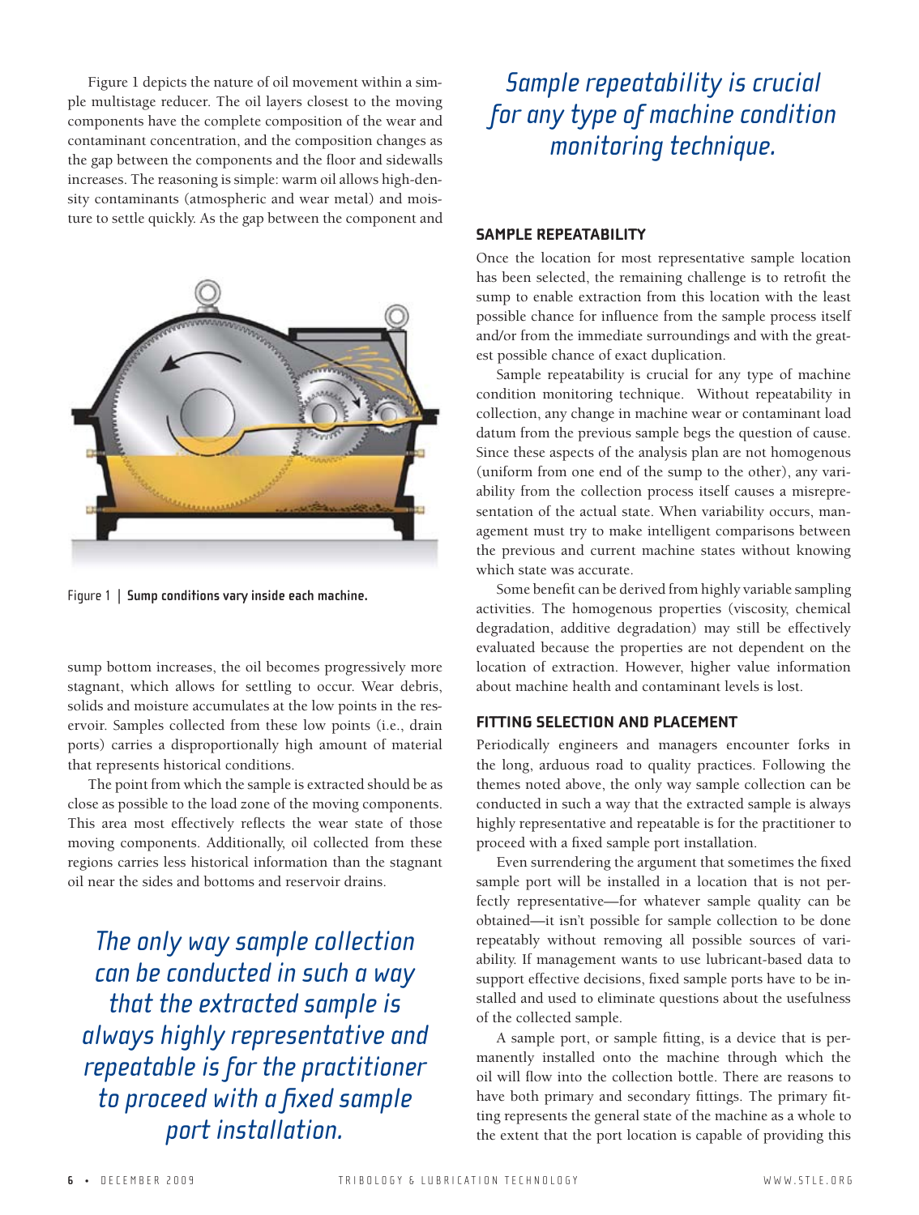Figure 1 depicts the nature of oil movement within a simple multistage reducer. The oil layers closest to the moving components have the complete composition of the wear and contaminant concentration, and the composition changes as the gap between the components and the floor and sidewalls increases. The reasoning is simple: warm oil allows high-density contaminants (atmospheric and wear metal) and moisture to settle quickly. As the gap between the component and sump bottom increases, the oil becomes progressively more stagnant, which allows for settling to occur. Wear debris, solids and moisture accumulates at the low points in the reservoir. Samples collected from these low points (i.e., drain ports) carries a disproportionally high amount of material that represents historical conditions.

Figure 1 | **Sump conditions vary inside each machine.**

The point from which the sample is extracted should be as close as possible to the load zone of the moving components. This area most effectively reflects the wear state of those moving components. Additionally, oil collected from these regions carries less historical information than the stagnant oil near the sides and bottoms and reservoir drains.

*The only way sample collection can be conducted in such a way that the extracted sample is always highly representative and repeatable is for the practitioner to proceed with a fixed sample port installation.*

*Sample repeatability is crucial for any type of machine condition monitoring technique.*

## SAMPLE REPEATABILITY

Once the location for most representative sample location has been selected, the remaining challenge is to retrofit the sump to enable extraction from this location with the least possible chance for influence from the sample process itself and/or from the immediate surroundings and with the greatest possible chance of exact duplication.

Sample repeatability is crucial for any type of machine condition monitoring technique. Without repeatability in collection, any change in machine wear or contaminant load datum from the previous sample begs the question of cause. Since these aspects of the analysis plan are not homogenous (uniform from one end of the sump to the other), any variability from the collection process itself causes a misrepresentation of the actual state. When variability occurs, management must try to make intelligent comparisons between the previous and current machine states without knowing which state was accurate.

Some benefit can be derived from highly variable sampling activities. The homogenous properties (viscosity, chemical degradation, additive degradation) may still be effectively evaluated because the properties are not dependent on the location of extraction. However, higher value information about machine health and contaminant levels is lost.

## FITTING SELECTION AND PLACEMENT

Periodically engineers and managers encounter forks in the long, arduous road to quality practices. Following the themes noted above, the only way sample collection can be conducted in such a way that the extracted sample is always highly representative and repeatable is for the practitioner to proceed with a fixed sample port installation.

Even surrendering the argument that sometimes the fixed sample port will be installed in a location that is not perfectly representative—for whatever sample quality can be obtained—it isn't possible for sample collection to be done repeatably without removing all possible sources of variability. If management wants to use lubricant-based data to support effective decisions, fixed sample ports have to be installed and used to eliminate questions about the usefulness of the collected sample.

A sample port, or sample fitting, is a device that is permanently installed onto the machine through which the oil will flow into the collection bottle. There are reasons to have both primary and secondary fittings. The primary fitting represents the general state of the machine as a whole to the extent that the port location is capable of providing this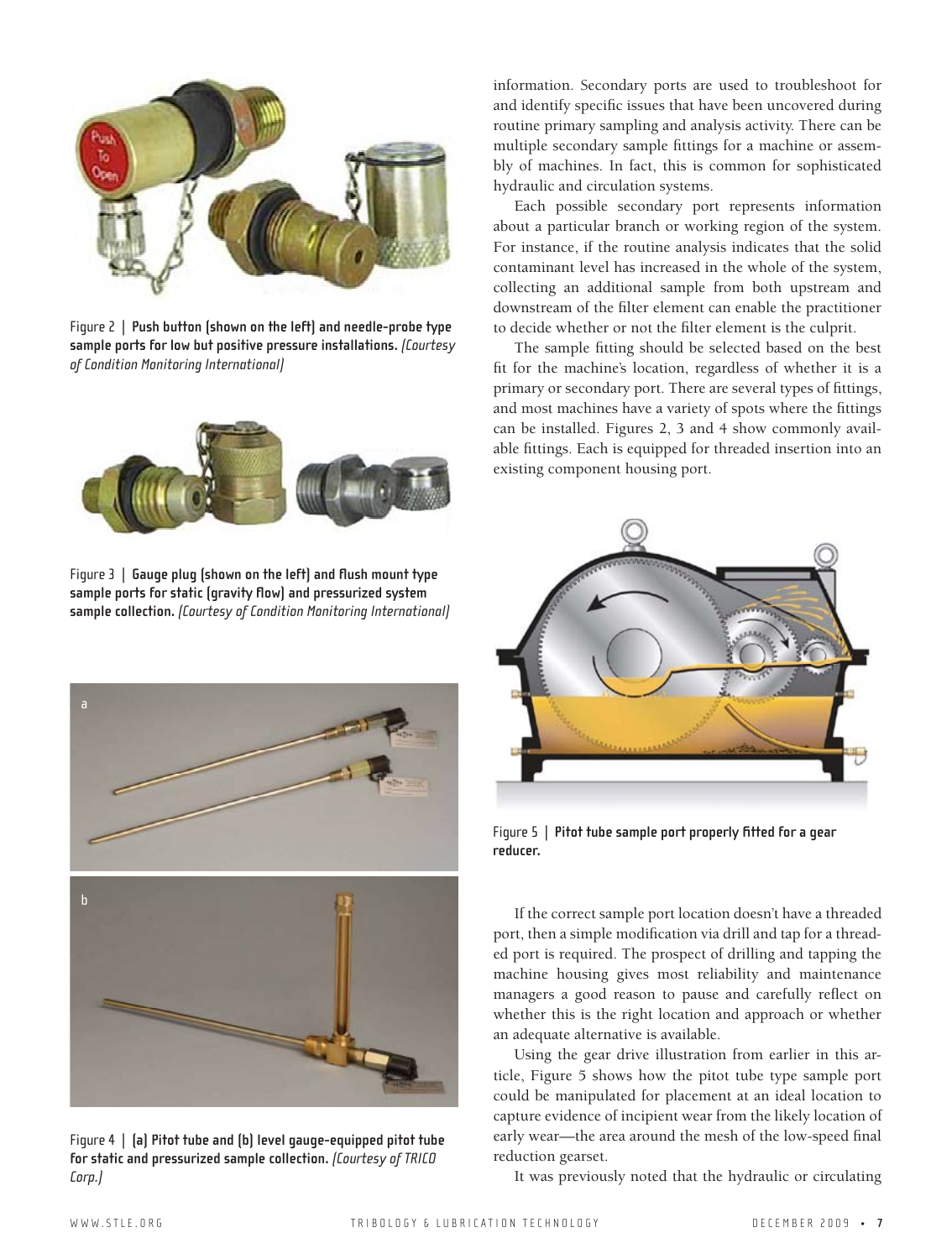information. Secondary ports are used to troubleshoot for and identify specific issues that have been uncovered during routine primary sampling and analysis activity. There can be multiple secondary sample fittings for a machine or assembly of machines. In fact, this is common for sophisticated hydraulic and circulation systems.

Each possible secondary port represents information about a particular branch or working region of the system. For instance, if the routine analysis indicates that the solid contaminant level has increased in the whole of the system, collecting an additional sample from both upstream and downstream of the filter element can enable the practitioner to decide whether or not the filter element is the culprit.

The sample fitting should be selected based on the best fit for the machine's location, regardless of whether it is a primary or secondary port. There are several types of fittings, and most machines have a variety of spots where the fittings can be installed. Figures 2, 3 and 4 show commonly available fittings. Each is equipped for threaded insertion into an existing component housing port.

Figure 2 | **Push button (shown on the left) and needle-probe type sample ports for low but positive pressure installations.** *(Courtesy of Condition Monitoring International)*

Figure 3 | **Gauge plug (shown on the left) and flush mount type sample ports for static (gravity flow) and pressurized system sample collection.** *(Courtesy of Condition Monitoring International)*

Figure 4 | **(a) Pitot tube and (b) level gauge-equipped pitot tube for static and pressurized sample collection.** *(Courtesy of TRICO Corp.)*

Figure 5 | **Pitot tube sample port properly fitted for a gear reducer.**

If the correct sample port location doesn't have a threaded port, then a simple modification via drill and tap for a threaded port is required. The prospect of drilling and tapping the machine housing gives most reliability and maintenance managers a good reason to pause and carefully reflect on whether this is the right location and approach or whether an adequate alternative is available.

Using the gear drive illustration from earlier in this article, Figure 5 shows how the pitot tube type sample port could be manipulated for placement at an ideal location to capture evidence of incipient wear from the likely location of early wear—the area around the mesh of the low-speed final reduction gearset.

It was previously noted that the hydraulic or circulating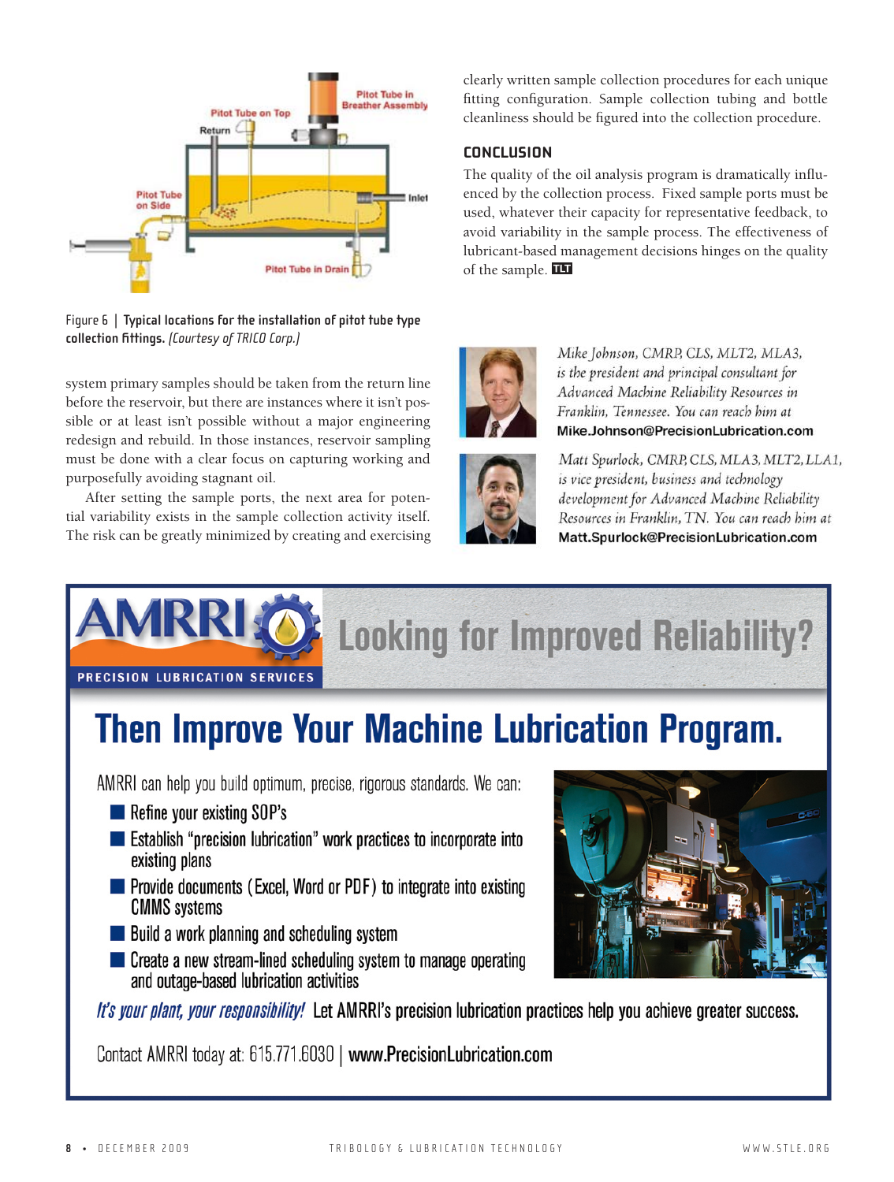Pitot Tube on Top

Return

Pitot Tube in Breather Assembly

Pitot Tube on Side

Inlet

Pitot Tube in Drain

Figure 6 | **Typical locations for the installation of pitot tube type collection fittings.** *(Courtesy of TRICO Corp.)*

system primary samples should be taken from the return line before the reservoir, but there are instances where it isn't possible or at least isn't possible without a major engineering redesign and rebuild. In those instances, reservoir sampling must be done with a clear focus on capturing working and purposefully avoiding stagnant oil.

After setting the sample ports, the next area for potential variability exists in the sample collection activity itself. The risk can be greatly minimized by creating and exercising clearly written sample collection procedures for each unique fitting configuration. Sample collection tubing and bottle cleanliness should be figured into the collection procedure.

## CONCLUSION

The quality of the oil analysis program is dramatically influenced by the collection process. Fixed sample ports must be used, whatever their capacity for representative feedback, to avoid variability in the sample process. The effectiveness of lubricant-based management decisions hinges on the quality of the sample. **TLT**

*Mike Johnson, CMRP, CLS, MLT2, MLA3, is the president and principal consultant for Advanced Machine Reliability Resources in Franklin, Tennessee. You can reach him at* **Mike.Johnson@PrecisionLubrication.com**

*Matt Spurlock, CMRP, CLS, MLA3, MLT2, LLA1, is vice president, business and technology development for Advanced Machine Reliability Resources in Franklin, TN. You can reach him at* **Matt.Spurlock@PrecisionLubrication.com**

AMRRI

PRECISION LUBRICATION SERVICES

Looking for Improved Reliability?

## Then Improve Your Machine Lubrication Program.

AMRRI can help you build optimum, precise, rigorous standards. We can:

- Refine your existing SOP's
- Establish "precision lubrication" work practices to incorporate into existing plans
- Provide documents (Excel, Word or PDF) to integrate into existing CMMS systems
- Build a work planning and scheduling system
- Create a new stream-lined scheduling system to manage operating and outage-based lubrication activities

*It's your plant, your responsibility!* Let AMRRI's precision lubrication practices help you achieve greater success.

Contact AMRRI today at: 615.771.6030 | **www.PrecisionLubrication.com**